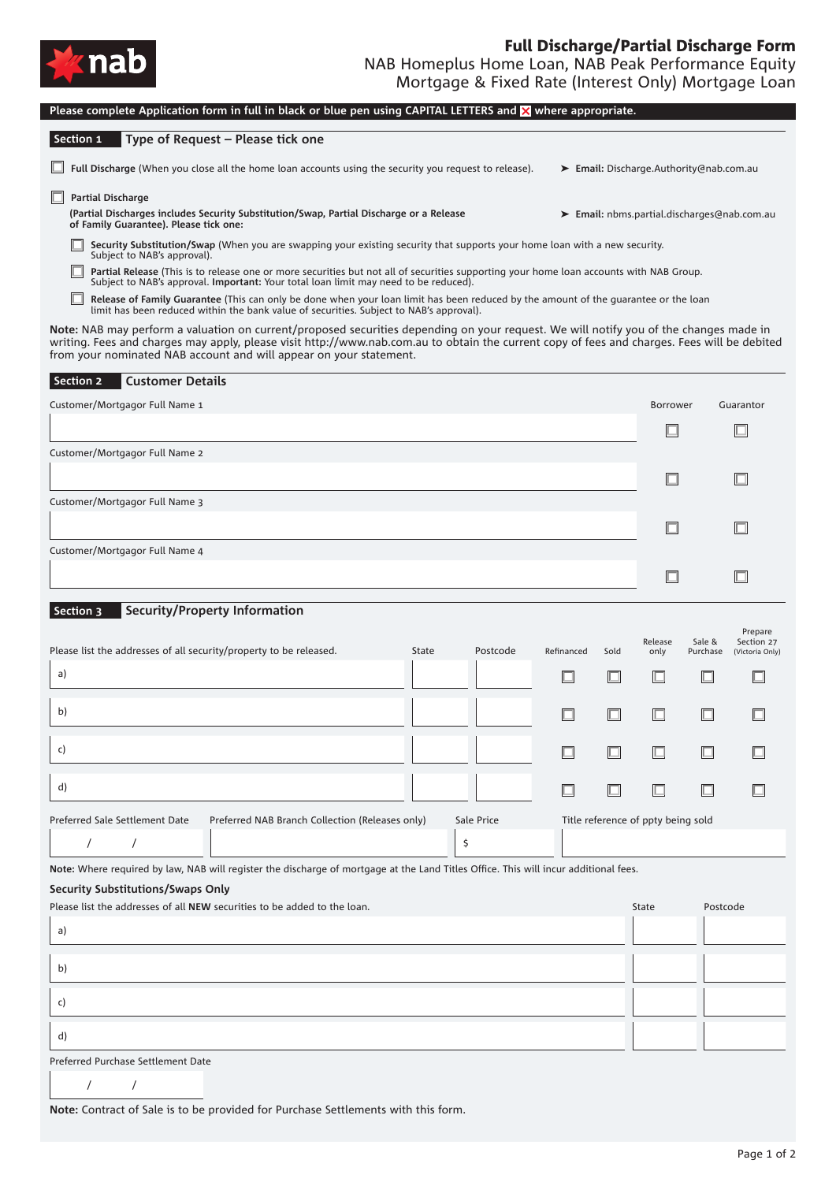# Full Discharge/Partial Discharge Form

NAB Homeplus Home Loan, NAB Peak Performance Equity Mortgage & Fixed Rate (Interest Only) Mortgage Loan

**Please complete Application form in full in black or blue pen using CAPITAL LETTERS and ☒ where appropriate.**

## Section 1 Type of Request – Please tick one

☐ **Full Discharge** (When you close all the home loan accounts using the security you request to release). ➤ **Email:** Discharge.Authority@nab.com.au

☐ **Partial Discharge**

**(Partial Discharges includes Security Substitution/Swap, Partial Discharge or a Release of Family Guarantee). Please tick one:** ➤ **Email:** nbms.partial.discharges@nab.com.au

- ☐ **Security Substitution/Swap** (When you are swapping your existing security that supports your home loan with a new security. Subject to NAB's approval).
- ☐ **Partial Release** (This is to release one or more securities but not all of securities supporting your home loan accounts with NAB Group. Subject to NAB's approval. **Important:** Your total loan limit may need to be reduced).
- ☐ **Release of Family Guarantee** (This can only be done when your loan limit has been reduced by the amount of the guarantee or the loan limit has been reduced within the bank value of securities. Subject to NAB's approval).

**Note:** NAB may perform a valuation on current/proposed securities depending on your request. We will notify you of the changes made in writing. Fees and charges may apply, please visit http://www.nab.com.au to obtain the current copy of fees and charges. Fees will be debited from your nominated NAB account and will appear on your statement.

## Section 2 Customer Details

| | Borrower | Guarantor |
|---|---|---|
| Customer/Mortgagor Full Name 1 | ☐ | ☐ |
| Customer/Mortgagor Full Name 2 | ☐ | ☐ |
| Customer/Mortgagor Full Name 3 | ☐ | ☐ |
| Customer/Mortgagor Full Name 4 | ☐ | ☐ |

## Section 3 Security/Property Information

| Please list the addresses of all security/property to be released. | State | Postcode | Refinanced | Sold | Release only | Sale & Purchase | Prepare Section 27 (Victoria Only) |
|---|---|---|---|---|---|---|---|
| a) | | | ☐ | ☐ | ☐ | ☐ | ☐ |
| b) | | | ☐ | ☐ | ☐ | ☐ | ☐ |
| c) | | | ☐ | ☐ | ☐ | ☐ | ☐ |
| d) | | | ☐ | ☐ | ☐ | ☐ | ☐ |

| Preferred Sale Settlement Date | Preferred NAB Branch Collection (Releases only) | Sale Price | Title reference of ppty being sold |
|---|---|---|---|
| / / | | $ | |

**Note:** Where required by law, NAB will register the discharge of mortgage at the Land Titles Office. This will incur additional fees.

### Security Substitutions/Swaps Only

| Please list the addresses of all **NEW** securities to be added to the loan. | State | Postcode |
|---|---|---|
| a) | | |
| b) | | |
| c) | | |
| d) | | |

Preferred Purchase Settlement Date

/ /

**Note:** Contract of Sale is to be provided for Purchase Settlements with this form.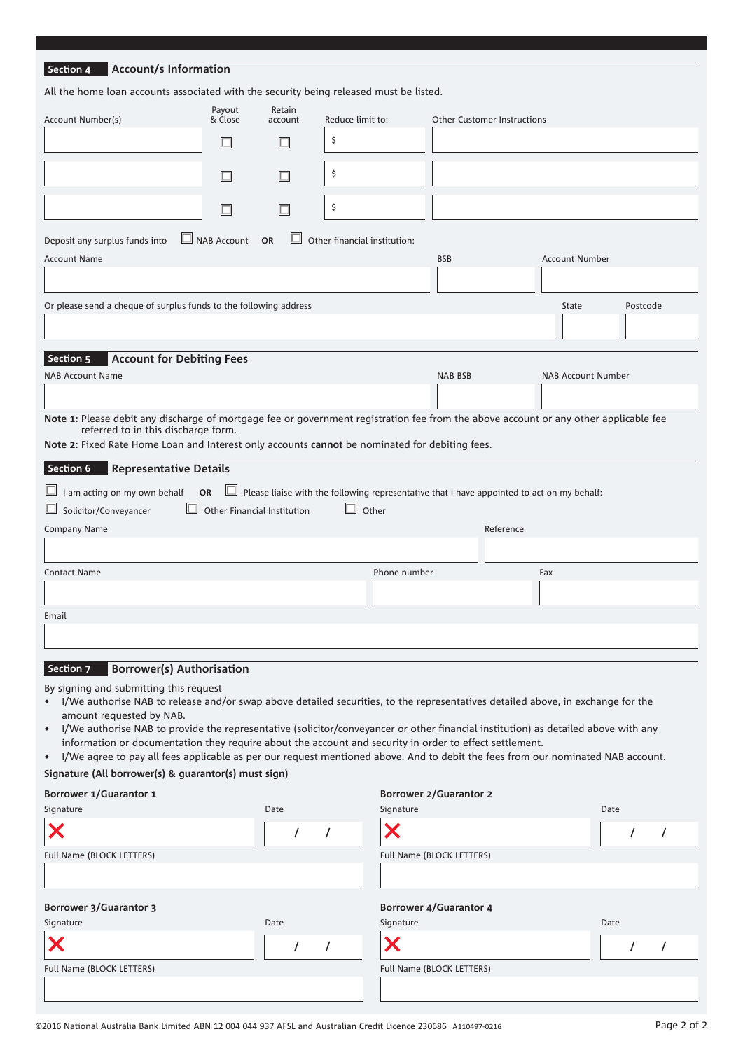## Section 4 Account/s Information

All the home loan accounts associated with the security being released must be listed.

| Account Number(s) | Payout & Close | Retain account | Reduce limit to: | Other Customer Instructions |
|---|---|---|---|---|
| | ☐ | ☐ | $ | |
| | ☐ | ☐ | $ | |
| | ☐ | ☐ | $ | |

Deposit any surplus funds into ☐ NAB Account **OR** ☐ Other financial institution:

| Account Name | BSB | Account Number |
|---|---|---|
| | | |

| Or please send a cheque of surplus funds to the following address | State | Postcode |
|---|---|---|
| | | |

## Section 5 Account for Debiting Fees

| NAB Account Name | NAB BSB | NAB Account Number |
|---|---|---|
| | | |

**Note 1:** Please debit any discharge of mortgage fee or government registration fee from the above account or any other applicable fee referred to in this discharge form.

**Note 2:** Fixed Rate Home Loan and Interest only accounts **cannot** be nominated for debiting fees.

## Section 6 Representative Details

☐ I am acting on my own behalf **OR** ☐ Please liaise with the following representative that I have appointed to act on my behalf:

☐ Solicitor/Conveyancer ☐ Other Financial Institution ☐ Other

| Company Name | Reference |
|---|---|
| | |

| Contact Name | Phone number | Fax |
|---|---|---|
| | | |

| Email |
|---|
| |

## Section 7 Borrower(s) Authorisation

By signing and submitting this request

- I/We authorise NAB to release and/or swap above detailed securities, to the representatives detailed above, in exchange for the amount requested by NAB.
- I/We authorise NAB to provide the representative (solicitor/conveyancer or other financial institution) as detailed above with any information or documentation they require about the account and security in order to effect settlement.
- I/We agree to pay all fees applicable as per our request mentioned above. And to debit the fees from our nominated NAB account.

**Signature (All borrower(s) & guarantor(s) must sign)**

**Borrower 1/Guarantor 1**

| Signature | Date |
|---|---|
| ✗ | / / |

Full Name (BLOCK LETTERS)

**Borrower 2/Guarantor 2**

| Signature | Date |
|---|---|
| ✗ | / / |

Full Name (BLOCK LETTERS)

**Borrower 3/Guarantor 3**

| Signature | Date |
|---|---|
| ✗ | / / |

Full Name (BLOCK LETTERS)

**Borrower 4/Guarantor 4**

| Signature | Date |
|---|---|
| ✗ | / / |

Full Name (BLOCK LETTERS)

©2016 National Australia Bank Limited ABN 12 004 044 937 AFSL and Australian Credit Licence 230686 A110497-0216